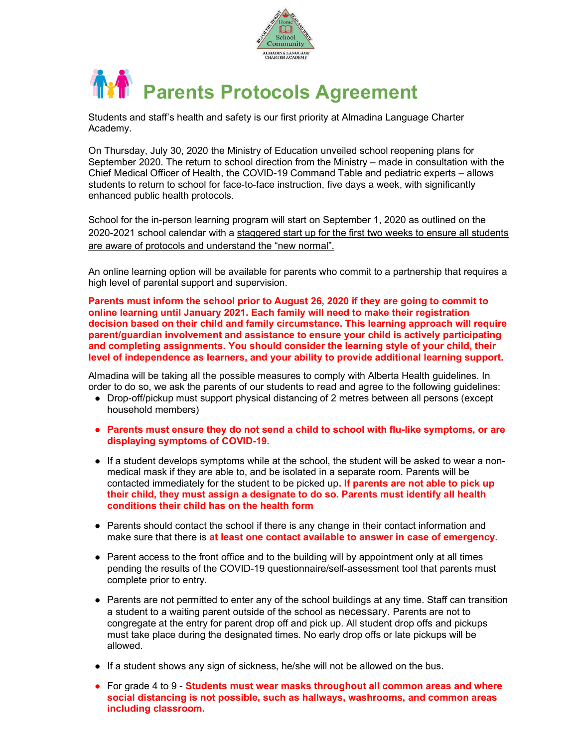# Parents Protocols Agreement

Students and staff's health and safety is our first priority at Almadina Language Charter Academy.

On Thursday, July 30, 2020 the Ministry of Education unveiled school reopening plans for September 2020. The return to school direction from the Ministry – made in consultation with the Chief Medical Officer of Health, the COVID-19 Command Table and pediatric experts – allows students to return to school for face-to-face instruction, five days a week, with significantly enhanced public health protocols.

School for the in-person learning program will start on September 1, 2020 as outlined on the 2020-2021 school calendar with a staggered start up for the first two weeks to ensure all students are aware of protocols and understand the "new normal".

An online learning option will be available for parents who commit to a partnership that requires a high level of parental support and supervision.

**Parents must inform the school prior to August 26, 2020 if they are going to commit to online learning until January 2021. Each family will need to make their registration decision based on their child and family circumstance. This learning approach will require parent/guardian involvement and assistance to ensure your child is actively participating and completing assignments. You should consider the learning style of your child, their level of independence as learners, and your ability to provide additional learning support.**

Almadina will be taking all the possible measures to comply with Alberta Health guidelines. In order to do so, we ask the parents of our students to read and agree to the following guidelines:

- Drop-off/pickup must support physical distancing of 2 metres between all persons (except household members)
- **Parents must ensure they do not send a child to school with flu-like symptoms, or are displaying symptoms of COVID-19.**
- If a student develops symptoms while at the school, the student will be asked to wear a non-medical mask if they are able to, and be isolated in a separate room. Parents will be contacted immediately for the student to be picked up. **If parents are not able to pick up their child, they must assign a designate to do so. Parents must identify all health conditions their child has on the health form**
- Parents should contact the school if there is any change in their contact information and make sure that there is **at least one contact available to answer in case of emergency.**
- Parent access to the front office and to the building will by appointment only at all times pending the results of the COVID-19 questionnaire/self-assessment tool that parents must complete prior to entry.
- Parents are not permitted to enter any of the school buildings at any time. Staff can transition a student to a waiting parent outside of the school as necessary. Parents are not to congregate at the entry for parent drop off and pick up. All student drop offs and pickups must take place during the designated times. No early drop offs or late pickups will be allowed.
- If a student shows any sign of sickness, he/she will not be allowed on the bus.
- For grade 4 to 9 - **Students must wear masks throughout all common areas and where social distancing is not possible, such as hallways, washrooms, and common areas including classroom.**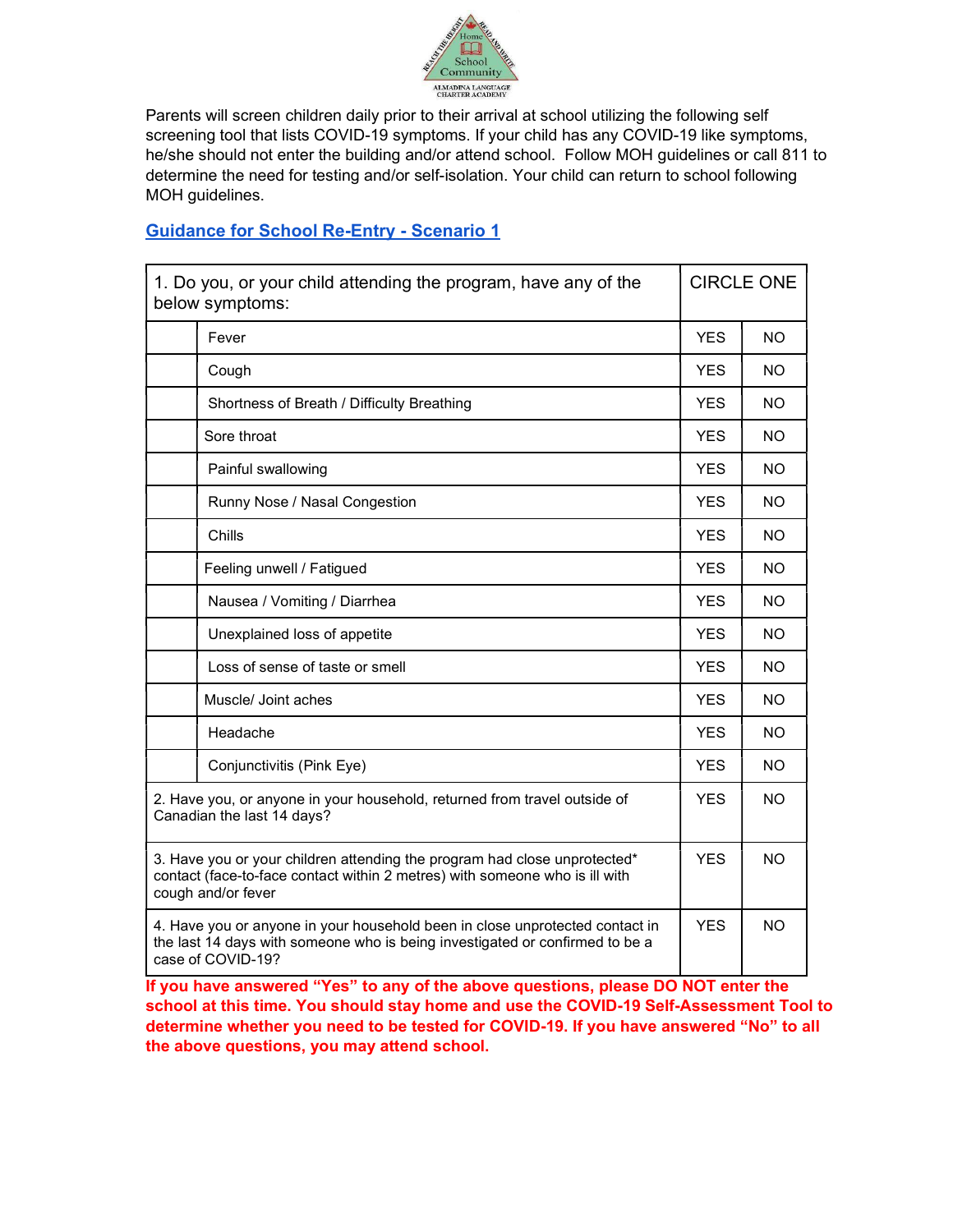Parents will screen children daily prior to their arrival at school utilizing the following self screening tool that lists COVID-19 symptoms. If your child has any COVID-19 like symptoms, he/she should not enter the building and/or attend school. Follow MOH guidelines or call 811 to determine the need for testing and/or self-isolation. Your child can return to school following MOH guidelines.

[Guidance for School Re-Entry - Scenario 1]

| 1. Do you, or your child attending the program, have any of the below symptoms: | | CIRCLE ONE | |
|---|---|---|---|
| | Fever | YES | NO |
| | Cough | YES | NO |
| | Shortness of Breath / Difficulty Breathing | YES | NO |
| | Sore throat | YES | NO |
| | Painful swallowing | YES | NO |
| | Runny Nose / Nasal Congestion | YES | NO |
| | Chills | YES | NO |
| | Feeling unwell / Fatigued | YES | NO |
| | Nausea / Vomiting / Diarrhea | YES | NO |
| | Unexplained loss of appetite | YES | NO |
| | Loss of sense of taste or smell | YES | NO |
| | Muscle/ Joint aches | YES | NO |
| | Headache | YES | NO |
| | Conjunctivitis (Pink Eye) | YES | NO |
| 2. Have you, or anyone in your household, returned from travel outside of Canadian the last 14 days? | | YES | NO |
| 3. Have you or your children attending the program had close unprotected* contact (face-to-face contact within 2 metres) with someone who is ill with cough and/or fever | | YES | NO |
| 4. Have you or anyone in your household been in close unprotected contact in the last 14 days with someone who is being investigated or confirmed to be a case of COVID-19? | | YES | NO |

**If you have answered "Yes" to any of the above questions, please DO NOT enter the school at this time. You should stay home and use the COVID-19 Self-Assessment Tool to determine whether you need to be tested for COVID-19. If you have answered "No" to all the above questions, you may attend school.**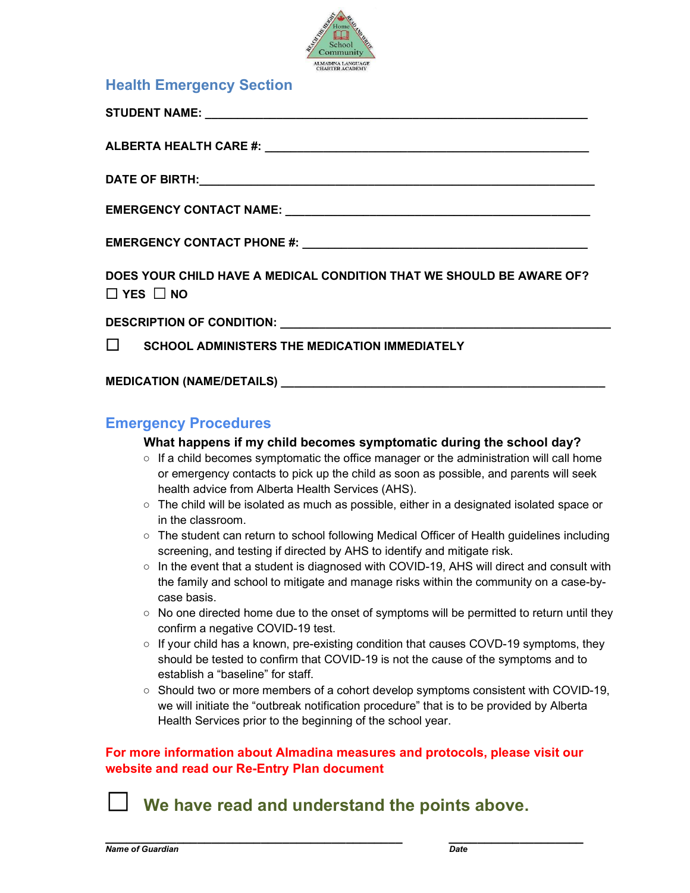## Health Emergency Section

**STUDENT NAME:** ___________________________________________________________

**ALBERTA HEALTH CARE #:** ___________________________________________________

**DATE OF BIRTH:**______________________________________________________________

**EMERGENCY CONTACT NAME:** _______________________________________________

**EMERGENCY CONTACT PHONE #:** ____________________________________________

**DOES YOUR CHILD HAVE A MEDICAL CONDITION THAT WE SHOULD BE AWARE OF?**
☐ **YES** ☐ **NO**

**DESCRIPTION OF CONDITION:** _____________________________________________________

☐ **SCHOOL ADMINISTERS THE MEDICATION IMMEDIATELY**

**MEDICATION (NAME/DETAILS)** _____________________________________________________

## Emergency Procedures

**What happens if my child becomes symptomatic during the school day?**

- If a child becomes symptomatic the office manager or the administration will call home or emergency contacts to pick up the child as soon as possible, and parents will seek health advice from Alberta Health Services (AHS).
- The child will be isolated as much as possible, either in a designated isolated space or in the classroom.
- The student can return to school following Medical Officer of Health guidelines including screening, and testing if directed by AHS to identify and mitigate risk.
- In the event that a student is diagnosed with COVID-19, AHS will direct and consult with the family and school to mitigate and manage risks within the community on a case-by-case basis.
- No one directed home due to the onset of symptoms will be permitted to return until they confirm a negative COVID-19 test.
- If your child has a known, pre-existing condition that causes COVD-19 symptoms, they should be tested to confirm that COVID-19 is not the cause of the symptoms and to establish a "baseline" for staff.
- Should two or more members of a cohort develop symptoms consistent with COVID-19, we will initiate the "outbreak notification procedure" that is to be provided by Alberta Health Services prior to the beginning of the school year.

**For more information about Almadina measures and protocols, please visit our website and read our Re-Entry Plan document**

☐ **We have read and understand the points above.**

_____________________________________________ _____________________

***Name of Guardian*** ***Date***